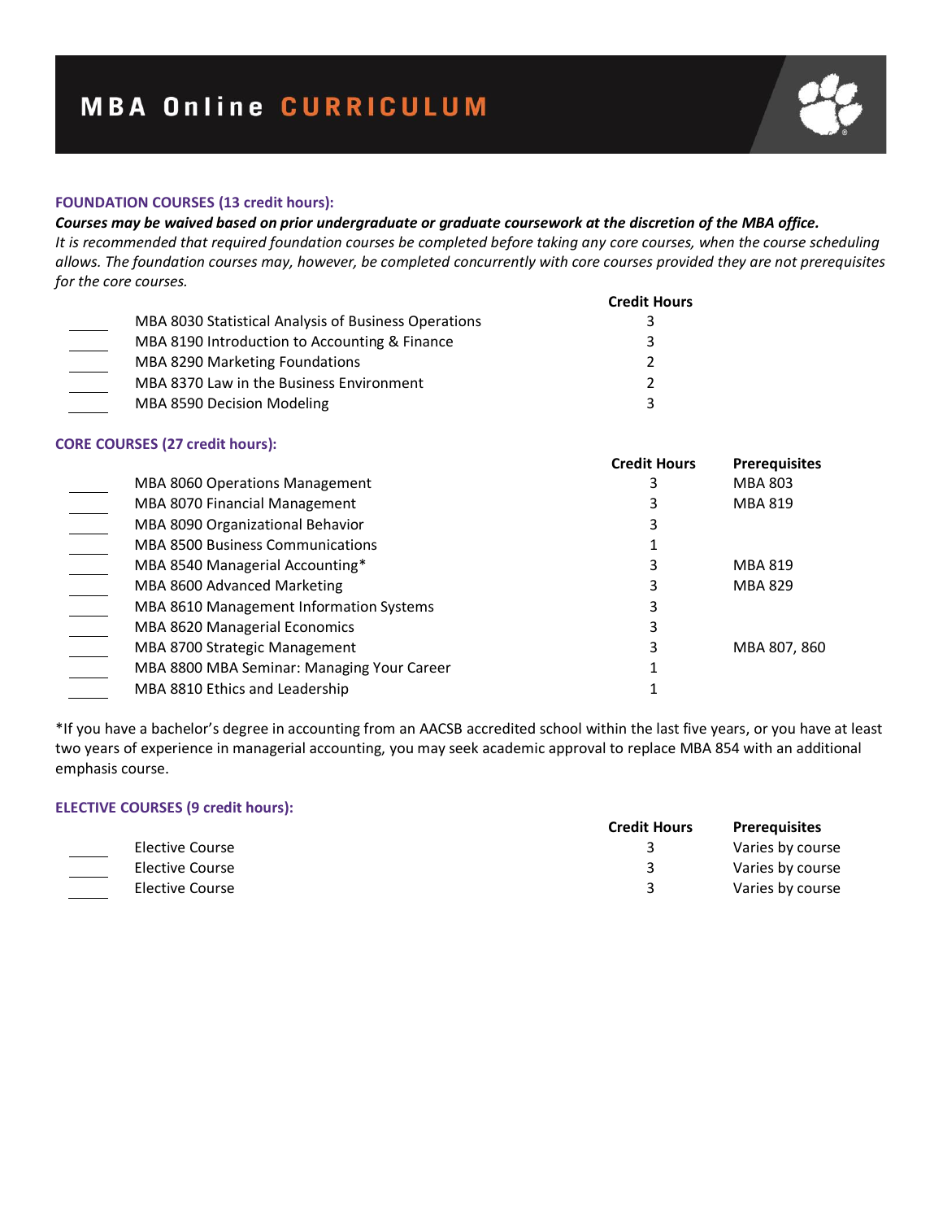# MBA Online CURRICULUM

### FOUNDATION COURSES (13 credit hours):

***Courses may be waived based on prior undergraduate or graduate coursework at the discretion of the MBA office.***

*It is recommended that required foundation courses be completed before taking any core courses, when the course scheduling allows. The foundation courses may, however, be completed concurrently with core courses provided they are not prerequisites for the core courses.*

| | Course | Credit Hours |
|---|---|---|
| ____ | MBA 8030 Statistical Analysis of Business Operations | 3 |
| ____ | MBA 8190 Introduction to Accounting & Finance | 3 |
| ____ | MBA 8290 Marketing Foundations | 2 |
| ____ | MBA 8370 Law in the Business Environment | 2 |
| ____ | MBA 8590 Decision Modeling | 3 |

### CORE COURSES (27 credit hours):

| | Course | Credit Hours | Prerequisites |
|---|---|---|---|
| ____ | MBA 8060 Operations Management | 3 | MBA 803 |
| ____ | MBA 8070 Financial Management | 3 | MBA 819 |
| ____ | MBA 8090 Organizational Behavior | 3 | |
| ____ | MBA 8500 Business Communications | 1 | |
| ____ | MBA 8540 Managerial Accounting* | 3 | MBA 819 |
| ____ | MBA 8600 Advanced Marketing | 3 | MBA 829 |
| ____ | MBA 8610 Management Information Systems | 3 | |
| ____ | MBA 8620 Managerial Economics | 3 | |
| ____ | MBA 8700 Strategic Management | 3 | MBA 807, 860 |
| ____ | MBA 8800 MBA Seminar: Managing Your Career | 1 | |
| ____ | MBA 8810 Ethics and Leadership | 1 | |

*If you have a bachelor's degree in accounting from an AACSB accredited school within the last five years, or you have at least two years of experience in managerial accounting, you may seek academic approval to replace MBA 854 with an additional emphasis course.

### ELECTIVE COURSES (9 credit hours):

| | Course | Credit Hours | Prerequisites |
|---|---|---|---|
| ____ | Elective Course | 3 | Varies by course |
| ____ | Elective Course | 3 | Varies by course |
| ____ | Elective Course | 3 | Varies by course |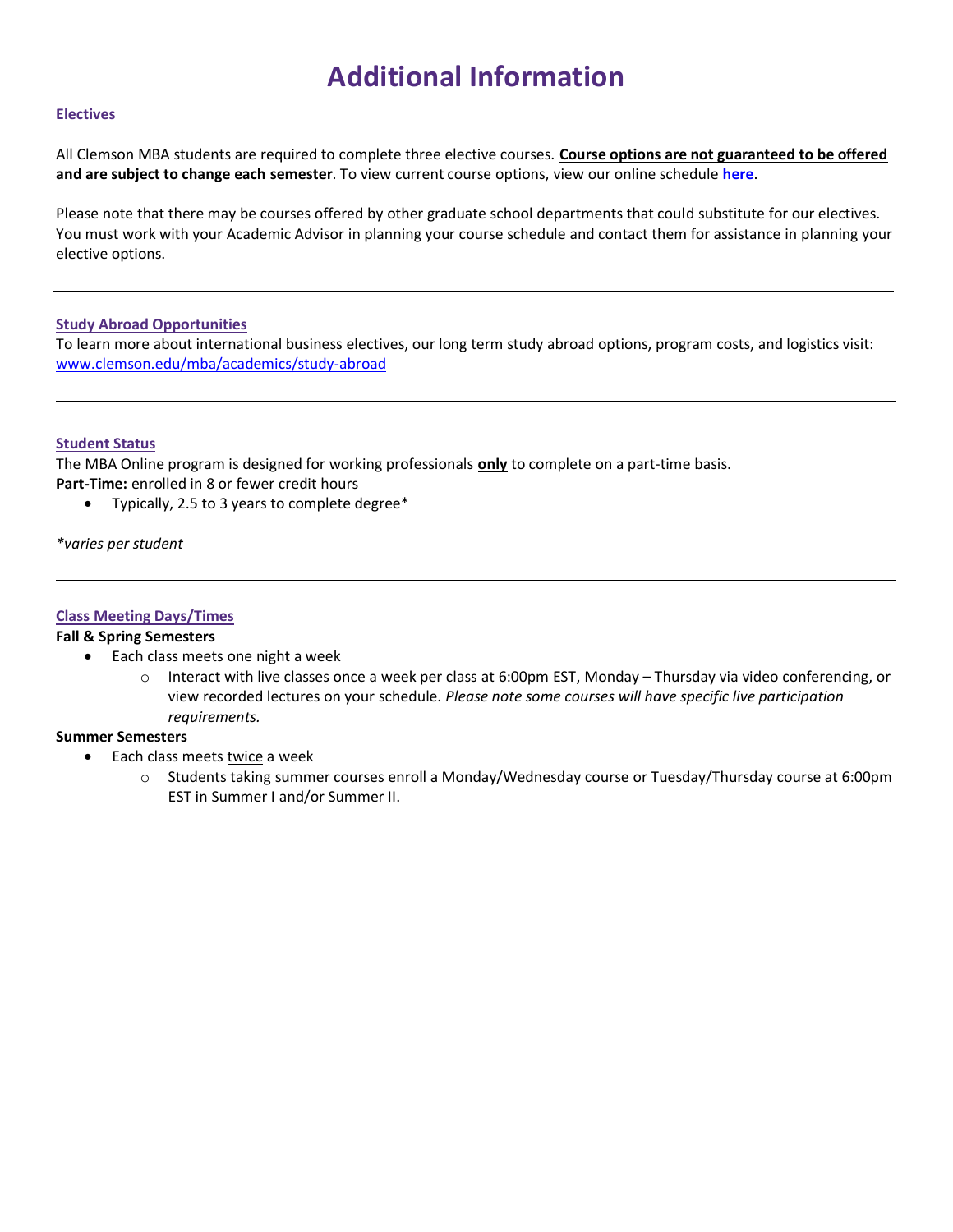# Additional Information

### Electives

All Clemson MBA students are required to complete three elective courses. **Course options are not guaranteed to be offered and are subject to change each semester**. To view current course options, view our online schedule **here**.

Please note that there may be courses offered by other graduate school departments that could substitute for our electives. You must work with your Academic Advisor in planning your course schedule and contact them for assistance in planning your elective options.

---

### Study Abroad Opportunities

To learn more about international business electives, our long term study abroad options, program costs, and logistics visit: www.clemson.edu/mba/academics/study-abroad

---

### Student Status

The MBA Online program is designed for working professionals **only** to complete on a part-time basis.

**Part-Time:** enrolled in 8 or fewer credit hours

- Typically, 2.5 to 3 years to complete degree*

*\*varies per student*

---

### Class Meeting Days/Times

**Fall & Spring Semesters**

- Each class meets one night a week
  - Interact with live classes once a week per class at 6:00pm EST, Monday – Thursday via video conferencing, or view recorded lectures on your schedule. *Please note some courses will have specific live participation requirements.*

**Summer Semesters**

- Each class meets twice a week
  - Students taking summer courses enroll a Monday/Wednesday course or Tuesday/Thursday course at 6:00pm EST in Summer I and/or Summer II.

---